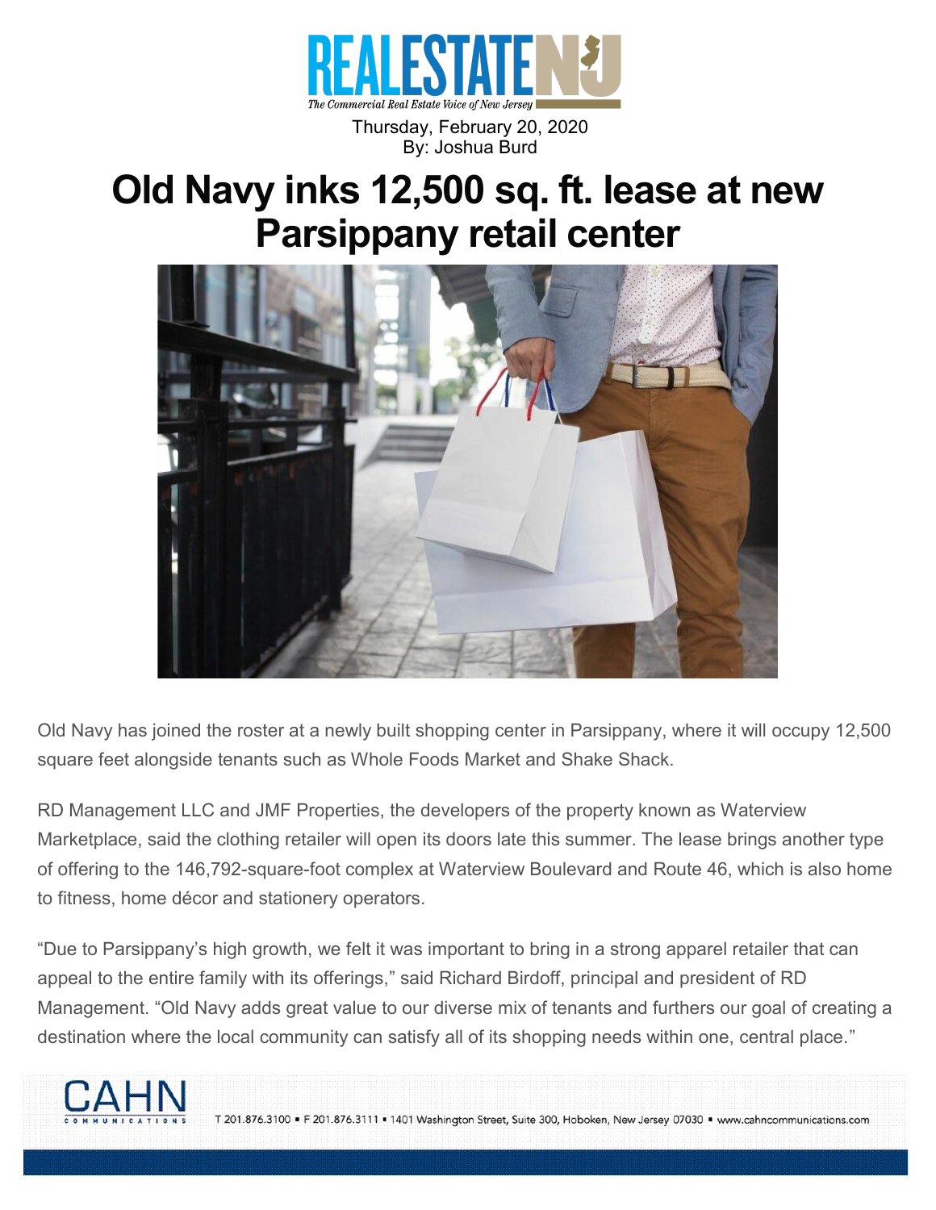REALESTATENJ

*The Commercial Real Estate Voice of New Jersey*

Thursday, February 20, 2020
By: Joshua Burd

# Old Navy inks 12,500 sq. ft. lease at new Parsippany retail center

Old Navy has joined the roster at a newly built shopping center in Parsippany, where it will occupy 12,500 square feet alongside tenants such as Whole Foods Market and Shake Shack.

RD Management LLC and JMF Properties, the developers of the property known as Waterview Marketplace, said the clothing retailer will open its doors late this summer. The lease brings another type of offering to the 146,792-square-foot complex at Waterview Boulevard and Route 46, which is also home to fitness, home décor and stationery operators.

"Due to Parsippany's high growth, we felt it was important to bring in a strong apparel retailer that can appeal to the entire family with its offerings," said Richard Birdoff, principal and president of RD Management. "Old Navy adds great value to our diverse mix of tenants and furthers our goal of creating a destination where the local community can satisfy all of its shopping needs within one, central place."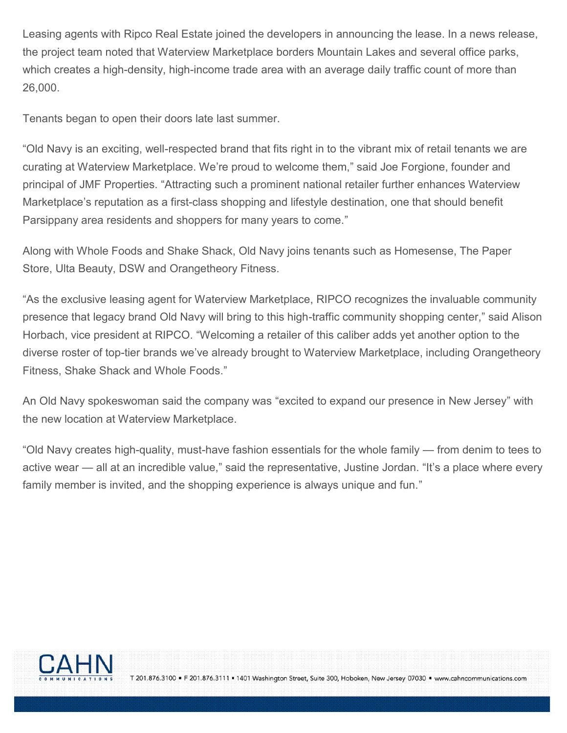Leasing agents with Ripco Real Estate joined the developers in announcing the lease. In a news release, the project team noted that Waterview Marketplace borders Mountain Lakes and several office parks, which creates a high-density, high-income trade area with an average daily traffic count of more than 26,000.

Tenants began to open their doors late last summer.

“Old Navy is an exciting, well-respected brand that fits right in to the vibrant mix of retail tenants we are curating at Waterview Marketplace. We’re proud to welcome them,” said Joe Forgione, founder and principal of JMF Properties. “Attracting such a prominent national retailer further enhances Waterview Marketplace’s reputation as a first-class shopping and lifestyle destination, one that should benefit Parsippany area residents and shoppers for many years to come.”

Along with Whole Foods and Shake Shack, Old Navy joins tenants such as Homesense, The Paper Store, Ulta Beauty, DSW and Orangetheory Fitness.

“As the exclusive leasing agent for Waterview Marketplace, RIPCO recognizes the invaluable community presence that legacy brand Old Navy will bring to this high-traffic community shopping center,” said Alison Horbach, vice president at RIPCO. “Welcoming a retailer of this caliber adds yet another option to the diverse roster of top-tier brands we’ve already brought to Waterview Marketplace, including Orangetheory Fitness, Shake Shack and Whole Foods.”

An Old Navy spokeswoman said the company was “excited to expand our presence in New Jersey” with the new location at Waterview Marketplace.

“Old Navy creates high-quality, must-have fashion essentials for the whole family — from denim to tees to active wear — all at an incredible value,” said the representative, Justine Jordan. “It’s a place where every family member is invited, and the shopping experience is always unique and fun.”